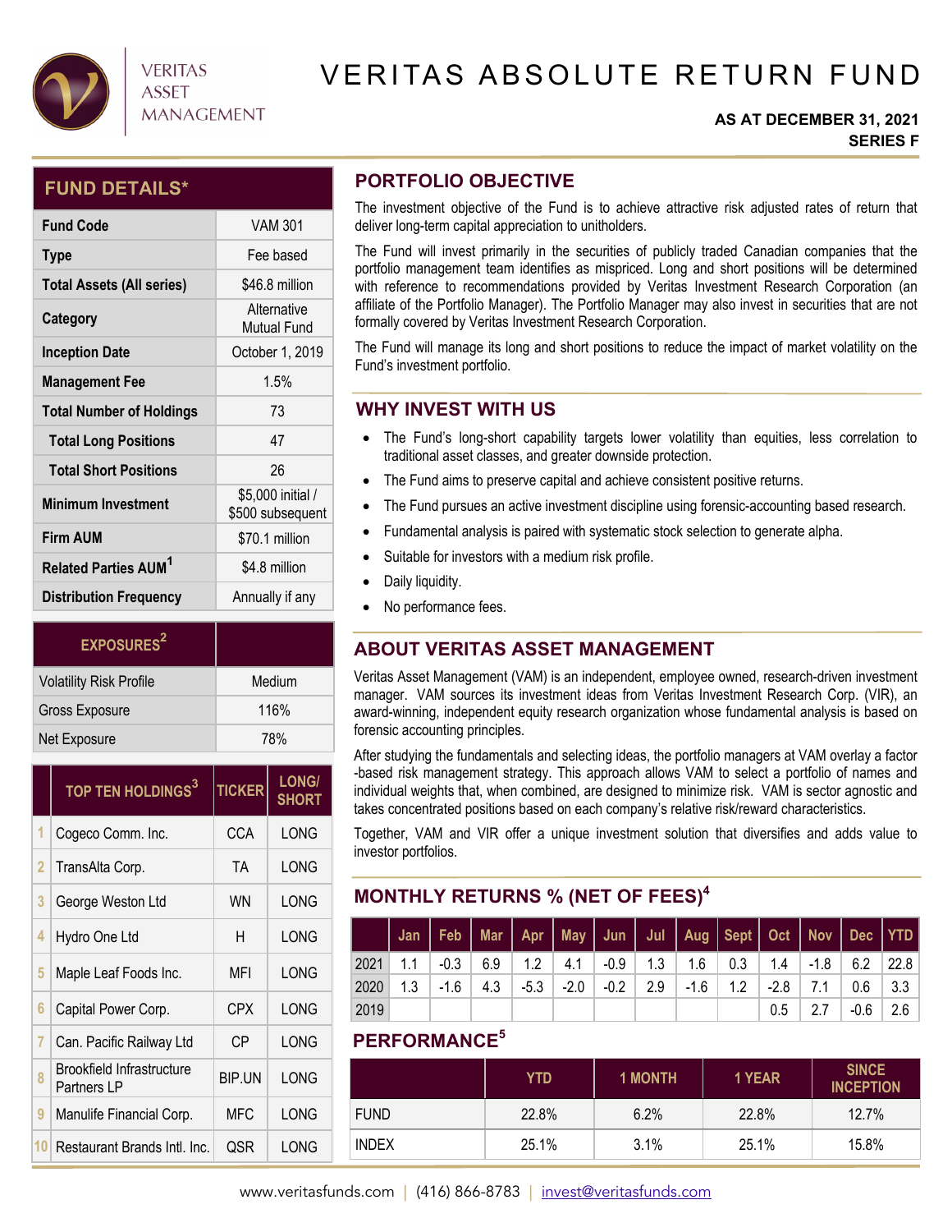VERITAS ASSET MANAGEMENT

# VERITAS ABSOLUTE RETURN FUND

**AS AT DECEMBER 31, 2021**
**SERIES F**

## FUND DETAILS*

| | |
|---|---|
| **Fund Code** | VAM 301 |
| **Type** | Fee based |
| **Total Assets (All series)** | $46.8 million |
| **Category** | Alternative Mutual Fund |
| **Inception Date** | October 1, 2019 |
| **Management Fee** | 1.5% |
| **Total Number of Holdings** | 73 |
| **Total Long Positions** | 47 |
| **Total Short Positions** | 26 |
| **Minimum Investment** | $5,000 initial / $500 subsequent |
| **Firm AUM** | $70.1 million |
| **Related Parties AUM[1]** | $4.8 million |
| **Distribution Frequency** | Annually if any |

| EXPOSURES[2] | |
|---|---|
| Volatility Risk Profile | Medium |
| Gross Exposure | 116% |
| Net Exposure | 78% |

| | TOP TEN HOLDINGS[3] | TICKER | LONG/ SHORT |
|---|---|---|---|
| 1 | Cogeco Comm. Inc. | CCA | LONG |
| 2 | TransAlta Corp. | TA | LONG |
| 3 | George Weston Ltd | WN | LONG |
| 4 | Hydro One Ltd | H | LONG |
| 5 | Maple Leaf Foods Inc. | MFI | LONG |
| 6 | Capital Power Corp. | CPX | LONG |
| 7 | Can. Pacific Railway Ltd | CP | LONG |
| 8 | Brookfield Infrastructure Partners LP | BIP.UN | LONG |
| 9 | Manulife Financial Corp. | MFC | LONG |
| 10 | Restaurant Brands Intl. Inc. | QSR | LONG |

## PORTFOLIO OBJECTIVE

The investment objective of the Fund is to achieve attractive risk adjusted rates of return that deliver long-term capital appreciation to unitholders.

The Fund will invest primarily in the securities of publicly traded Canadian companies that the portfolio management team identifies as mispriced. Long and short positions will be determined with reference to recommendations provided by Veritas Investment Research Corporation (an affiliate of the Portfolio Manager). The Portfolio Manager may also invest in securities that are not formally covered by Veritas Investment Research Corporation.

The Fund will manage its long and short positions to reduce the impact of market volatility on the Fund's investment portfolio.

## WHY INVEST WITH US

- The Fund's long-short capability targets lower volatility than equities, less correlation to traditional asset classes, and greater downside protection.
- The Fund aims to preserve capital and achieve consistent positive returns.
- The Fund pursues an active investment discipline using forensic-accounting based research.
- Fundamental analysis is paired with systematic stock selection to generate alpha.
- Suitable for investors with a medium risk profile.
- Daily liquidity.
- No performance fees.

## ABOUT VERITAS ASSET MANAGEMENT

Veritas Asset Management (VAM) is an independent, employee owned, research-driven investment manager. VAM sources its investment ideas from Veritas Investment Research Corp. (VIR), an award-winning, independent equity research organization whose fundamental analysis is based on forensic accounting principles.

After studying the fundamentals and selecting ideas, the portfolio managers at VAM overlay a factor-based risk management strategy. This approach allows VAM to select a portfolio of names and individual weights that, when combined, are designed to minimize risk. VAM is sector agnostic and takes concentrated positions based on each company's relative risk/reward characteristics.

Together, VAM and VIR offer a unique investment solution that diversifies and adds value to investor portfolios.

## MONTHLY RETURNS % (NET OF FEES)[4]

| | Jan | Feb | Mar | Apr | May | Jun | Jul | Aug | Sept | Oct | Nov | Dec | YTD |
|---|---|---|---|---|---|---|---|---|---|---|---|---|---|
| 2021 | 1.1 | -0.3 | 6.9 | 1.2 | 4.1 | -0.9 | 1.3 | 1.6 | 0.3 | 1.4 | -1.8 | 6.2 | 22.8 |
| 2020 | 1.3 | -1.6 | 4.3 | -5.3 | -2.0 | -0.2 | 2.9 | -1.6 | 1.2 | -2.8 | 7.1 | 0.6 | 3.3 |
| 2019 | | | | | | | | | | 0.5 | 2.7 | -0.6 | 2.6 |

## PERFORMANCE[5]

| | YTD | 1 MONTH | 1 YEAR | SINCE INCEPTION |
|---|---|---|---|---|
| FUND | 22.8% | 6.2% | 22.8% | 12.7% |
| INDEX | 25.1% | 3.1% | 25.1% | 15.8% |

www.veritasfunds.com | (416) 866-8783 | invest@veritasfunds.com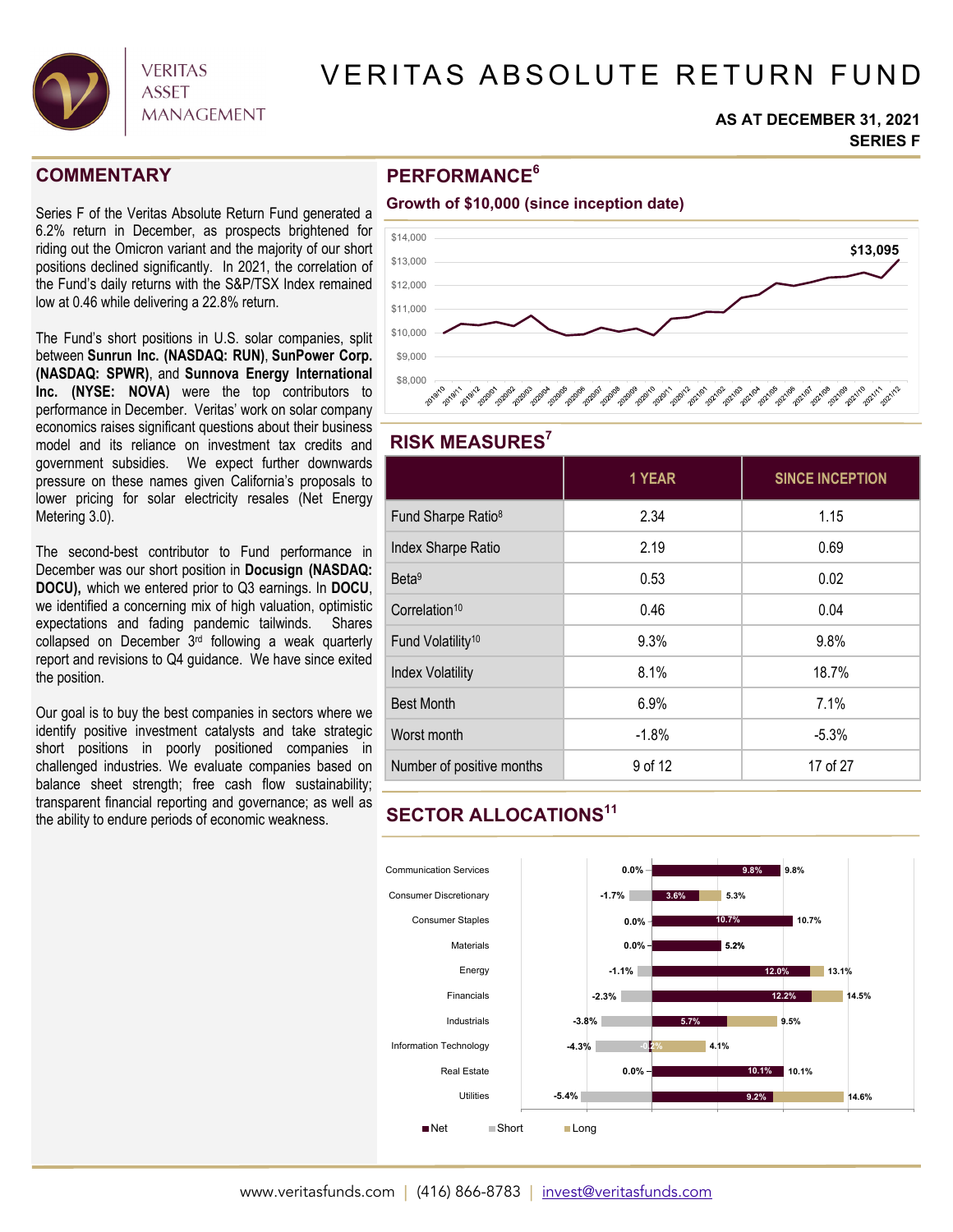# VERITAS ABSOLUTE RETURN FUND

**AS AT DECEMBER 31, 2021**
**SERIES F**

## COMMENTARY

Series F of the Veritas Absolute Return Fund generated a 6.2% return in December, as prospects brightened for riding out the Omicron variant and the majority of our short positions declined significantly. In 2021, the correlation of the Fund's daily returns with the S&P/TSX Index remained low at 0.46 while delivering a 22.8% return.

The Fund's short positions in U.S. solar companies, split between **Sunrun Inc. (NASDAQ: RUN)**, **SunPower Corp. (NASDAQ: SPWR)**, and **Sunnova Energy International Inc. (NYSE: NOVA)** were the top contributors to performance in December. Veritas' work on solar company economics raises significant questions about their business model and its reliance on investment tax credits and government subsidies. We expect further downwards pressure on these names given California's proposals to lower pricing for solar electricity resales (Net Energy Metering 3.0).

The second-best contributor to Fund performance in December was our short position in **Docusign (NASDAQ: DOCU),** which we entered prior to Q3 earnings. In **DOCU**, we identified a concerning mix of high valuation, optimistic expectations and fading pandemic tailwinds. Shares collapsed on December 3rd following a weak quarterly report and revisions to Q4 guidance. We have since exited the position.

Our goal is to buy the best companies in sectors where we identify positive investment catalysts and take strategic short positions in poorly positioned companies in challenged industries. We evaluate companies based on balance sheet strength; free cash flow sustainability; transparent financial reporting and governance; as well as the ability to endure periods of economic weakness.

## PERFORMANCE[6]

**Growth of $10,000 (since inception date)**

$13,095

## RISK MEASURES[7]

| | 1 YEAR | SINCE INCEPTION |
|---|---|---|
| Fund Sharpe Ratio[8] | 2.34 | 1.15 |
| Index Sharpe Ratio | 2.19 | 0.69 |
| Beta[9] | 0.53 | 0.02 |
| Correlation[10] | 0.46 | 0.04 |
| Fund Volatility[10] | 9.3% | 9.8% |
| Index Volatility | 8.1% | 18.7% |
| Best Month | 6.9% | 7.1% |
| Worst month | -1.8% | -5.3% |
| Number of positive months | 9 of 12 | 17 of 27 |

## SECTOR ALLOCATIONS[11]

| Sector | Net | Short | Long |
|---|---|---|---|
| Communication Services | 9.8% | 0.0% | 9.8% |
| Consumer Discretionary | 3.6% | -1.7% | 5.3% |
| Consumer Staples | 10.7% | 0.0% | 10.7% |
| Materials | 5.2% | 0.0% | 5.2% |
| Energy | 12.0% | -1.1% | 13.1% |
| Financials | 12.2% | -2.3% | 14.5% |
| Industrials | 5.7% | -3.8% | 9.5% |
| Information Technology | -0.2% | -4.3% | 4.1% |
| Real Estate | 10.1% | 0.0% | 10.1% |
| Utilities | 9.2% | -5.4% | 14.6% |

www.veritasfunds.com | (416) 866-8783 | invest@veritasfunds.com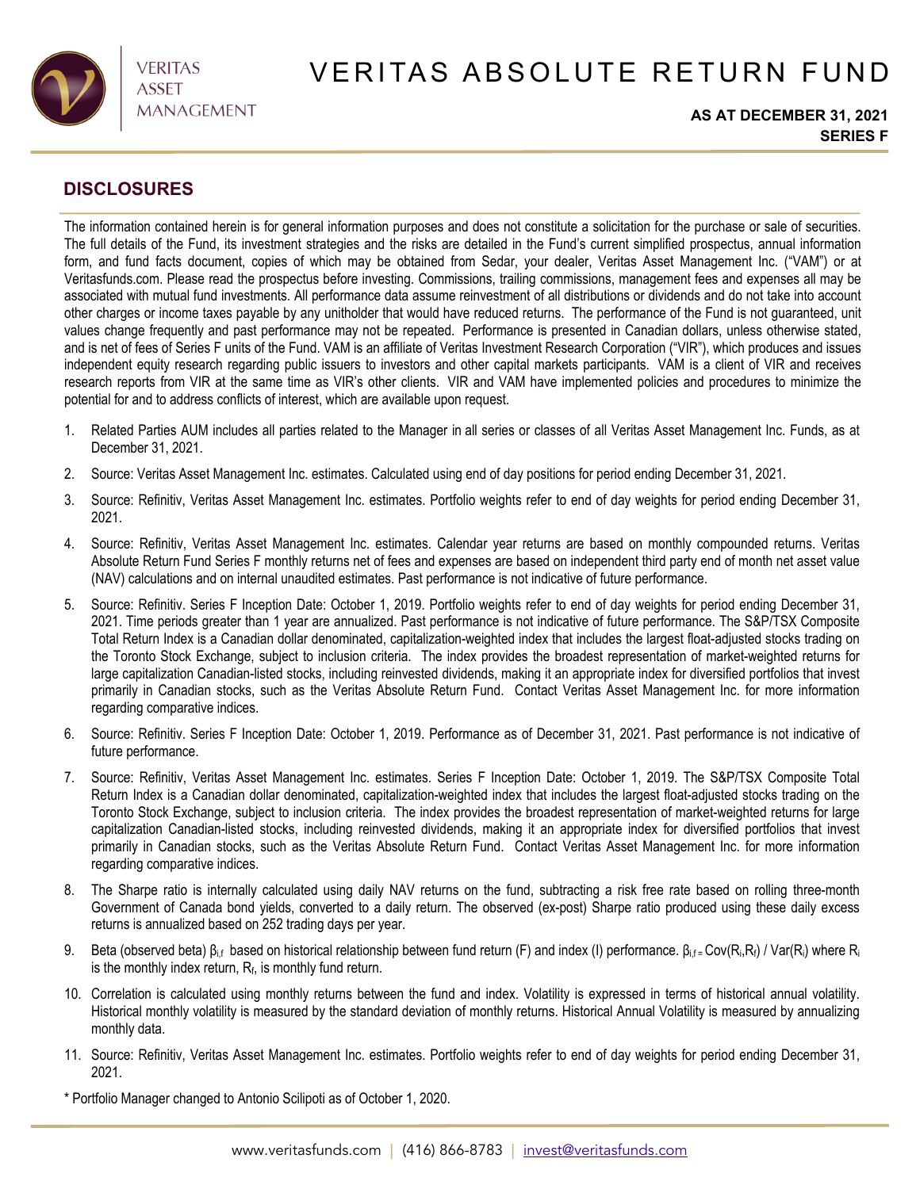# VERITAS ABSOLUTE RETURN FUND

**AS AT DECEMBER 31, 2021**
**SERIES F**

## DISCLOSURES

The information contained herein is for general information purposes and does not constitute a solicitation for the purchase or sale of securities. The full details of the Fund, its investment strategies and the risks are detailed in the Fund's current simplified prospectus, annual information form, and fund facts document, copies of which may be obtained from Sedar, your dealer, Veritas Asset Management Inc. ("VAM") or at Veritasfunds.com. Please read the prospectus before investing. Commissions, trailing commissions, management fees and expenses all may be associated with mutual fund investments. All performance data assume reinvestment of all distributions or dividends and do not take into account other charges or income taxes payable by any unitholder that would have reduced returns. The performance of the Fund is not guaranteed, unit values change frequently and past performance may not be repeated. Performance is presented in Canadian dollars, unless otherwise stated, and is net of fees of Series F units of the Fund. VAM is an affiliate of Veritas Investment Research Corporation ("VIR"), which produces and issues independent equity research regarding public issuers to investors and other capital markets participants. VAM is a client of VIR and receives research reports from VIR at the same time as VIR's other clients. VIR and VAM have implemented policies and procedures to minimize the potential for and to address conflicts of interest, which are available upon request.

1. Related Parties AUM includes all parties related to the Manager in all series or classes of all Veritas Asset Management Inc. Funds, as at December 31, 2021.
2. Source: Veritas Asset Management Inc. estimates. Calculated using end of day positions for period ending December 31, 2021.
3. Source: Refinitiv, Veritas Asset Management Inc. estimates. Portfolio weights refer to end of day weights for period ending December 31, 2021.
4. Source: Refinitiv, Veritas Asset Management Inc. estimates. Calendar year returns are based on monthly compounded returns. Veritas Absolute Return Fund Series F monthly returns net of fees and expenses are based on independent third party end of month net asset value (NAV) calculations and on internal unaudited estimates. Past performance is not indicative of future performance.
5. Source: Refinitiv. Series F Inception Date: October 1, 2019. Portfolio weights refer to end of day weights for period ending December 31, 2021. Time periods greater than 1 year are annualized. Past performance is not indicative of future performance. The S&P/TSX Composite Total Return Index is a Canadian dollar denominated, capitalization-weighted index that includes the largest float-adjusted stocks trading on the Toronto Stock Exchange, subject to inclusion criteria. The index provides the broadest representation of market-weighted returns for large capitalization Canadian-listed stocks, including reinvested dividends, making it an appropriate index for diversified portfolios that invest primarily in Canadian stocks, such as the Veritas Absolute Return Fund. Contact Veritas Asset Management Inc. for more information regarding comparative indices.
6. Source: Refinitiv. Series F Inception Date: October 1, 2019. Performance as of December 31, 2021. Past performance is not indicative of future performance.
7. Source: Refinitiv, Veritas Asset Management Inc. estimates. Series F Inception Date: October 1, 2019. The S&P/TSX Composite Total Return Index is a Canadian dollar denominated, capitalization-weighted index that includes the largest float-adjusted stocks trading on the Toronto Stock Exchange, subject to inclusion criteria. The index provides the broadest representation of market-weighted returns for large capitalization Canadian-listed stocks, including reinvested dividends, making it an appropriate index for diversified portfolios that invest primarily in Canadian stocks, such as the Veritas Absolute Return Fund. Contact Veritas Asset Management Inc. for more information regarding comparative indices.
8. The Sharpe ratio is internally calculated using daily NAV returns on the fund, subtracting a risk free rate based on rolling three-month Government of Canada bond yields, converted to a daily return. The observed (ex-post) Sharpe ratio produced using these daily excess returns is annualized based on 252 trading days per year.
9. Beta (observed beta) $\beta_{i,f}$ based on historical relationship between fund return (F) and index (I) performance. $\beta_{i,f} = Cov(R_i,R_f) / Var(R_i)$ where $R_i$ is the monthly index return, $R_f$, is monthly fund return.
10. Correlation is calculated using monthly returns between the fund and index. Volatility is expressed in terms of historical annual volatility. Historical monthly volatility is measured by the standard deviation of monthly returns. Historical Annual Volatility is measured by annualizing monthly data.
11. Source: Refinitiv, Veritas Asset Management Inc. estimates. Portfolio weights refer to end of day weights for period ending December 31, 2021.

\* Portfolio Manager changed to Antonio Scilipoti as of October 1, 2020.

www.veritasfunds.com | (416) 866-8783 | invest@veritasfunds.com